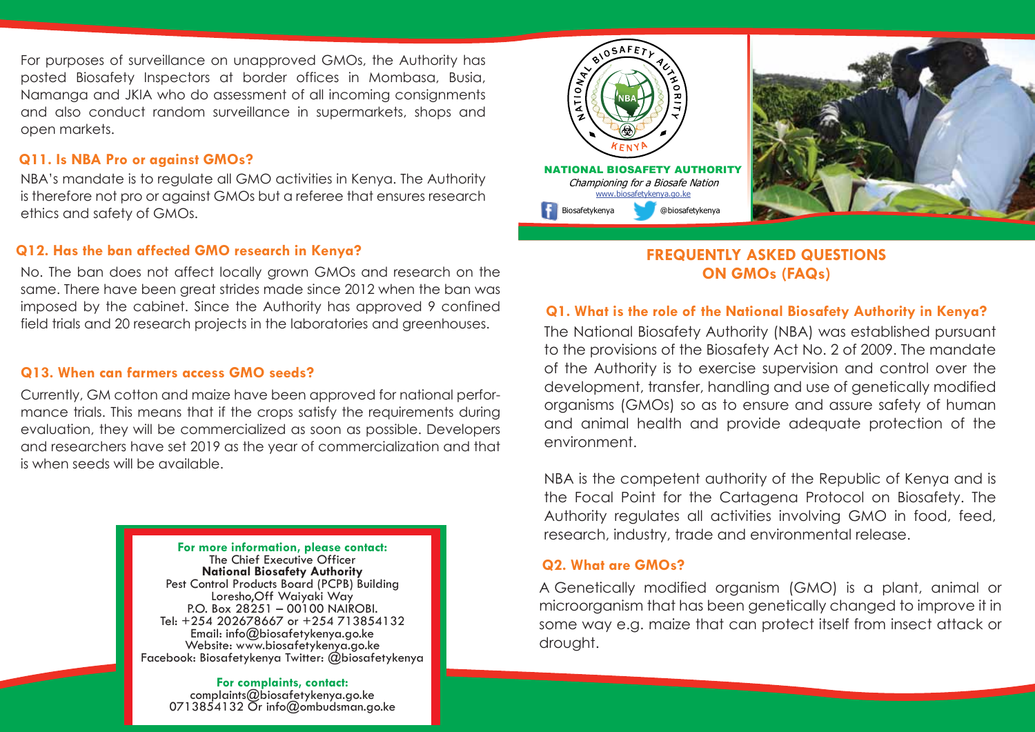NATIONAL BIOSAFETY AUTHORITY

*Championing for a Biosafe Nation*

www.biosafetykenya.go.ke

Biosafetykenya @biosafetykenya

## FREQUENTLY ASKED QUESTIONS ON GMOs (FAQs)

### Q1. What is the role of the National Biosafety Authority in Kenya?

The National Biosafety Authority (NBA) was established pursuant to the provisions of the Biosafety Act No. 2 of 2009. The mandate of the Authority is to exercise supervision and control over the development, transfer, handling and use of genetically modified organisms (GMOs) so as to ensure and assure safety of human and animal health and provide adequate protection of the environment.

NBA is the competent authority of the Republic of Kenya and is the Focal Point for the Cartagena Protocol on Biosafety. The Authority regulates all activities involving GMO in food, feed, research, industry, trade and environmental release.

### Q2. What are GMOs?

A Genetically modified organism (GMO) is a plant, animal or microorganism that has been genetically changed to improve it in some way e.g. maize that can protect itself from insect attack or drought.

For purposes of surveillance on unapproved GMOs, the Authority has posted Biosafety Inspectors at border offices in Mombasa, Busia, Namanga and JKIA who do assessment of all incoming consignments and also conduct random surveillance in supermarkets, shops and open markets.

### Q11. Is NBA Pro or against GMOs?

NBA's mandate is to regulate all GMO activities in Kenya. The Authority is therefore not pro or against GMOs but a referee that ensures research ethics and safety of GMOs.

### Q12. Has the ban affected GMO research in Kenya?

No. The ban does not affect locally grown GMOs and research on the same. There have been great strides made since 2012 when the ban was imposed by the cabinet. Since the Authority has approved 9 confined field trials and 20 research projects in the laboratories and greenhouses.

### Q13. When can farmers access GMO seeds?

Currently, GM cotton and maize have been approved for national performance trials. This means that if the crops satisfy the requirements during evaluation, they will be commercialized as soon as possible. Developers and researchers have set 2019 as the year of commercialization and that is when seeds will be available.

**For more information, please contact:**
The Chief Executive Officer
**National Biosafety Authority**
Pest Control Products Board (PCPB) Building
Loresho,Off Waiyaki Way
P.O. Box 28251 – 00100 NAIROBI.
Tel: +254 202678667 or +254 713854132
Email: info@biosafetykenya.go.ke
Website: www.biosafetykenya.go.ke
Facebook: Biosafetykenya Twitter: @biosafetykenya

**For complaints, contact:**
complaints@biosafetykenya.go.ke
0713854132 Or info@ombudsman.go.ke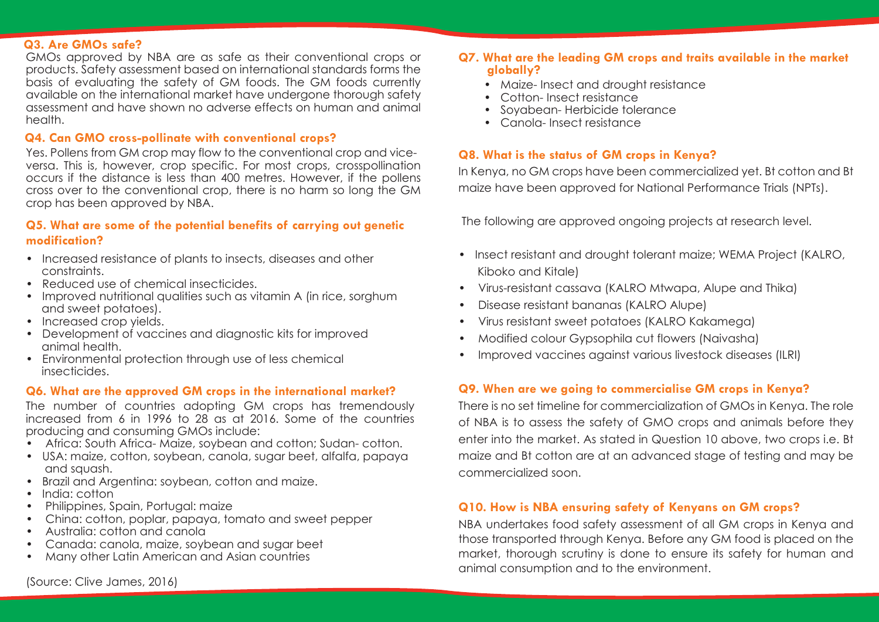## Q3. Are GMOs safe?

GMOs approved by NBA are as safe as their conventional crops or products. Safety assessment based on international standards forms the basis of evaluating the safety of GM foods. The GM foods currently available on the international market have undergone thorough safety assessment and have shown no adverse effects on human and animal health.

## Q4. Can GMO cross-pollinate with conventional crops?

Yes. Pollens from GM crop may flow to the conventional crop and vice-versa. This is, however, crop specific. For most crops, crosspollination occurs if the distance is less than 400 metres. However, if the pollens cross over to the conventional crop, there is no harm so long the GM crop has been approved by NBA.

## Q5. What are some of the potential benefits of carrying out genetic modification?

- Increased resistance of plants to insects, diseases and other constraints.
- Reduced use of chemical insecticides.
- Improved nutritional qualities such as vitamin A (in rice, sorghum and sweet potatoes).
- Increased crop yields.
- Development of vaccines and diagnostic kits for improved animal health.
- Environmental protection through use of less chemical insecticides.

## Q6. What are the approved GM crops in the international market?

The number of countries adopting GM crops has tremendously increased from 6 in 1996 to 28 as at 2016. Some of the countries producing and consuming GMOs include:

- Africa: South Africa- Maize, soybean and cotton; Sudan- cotton.
- USA: maize, cotton, soybean, canola, sugar beet, alfalfa, papaya and squash.
- Brazil and Argentina: soybean, cotton and maize.
- India: cotton
- Philippines, Spain, Portugal: maize
- China: cotton, poplar, papaya, tomato and sweet pepper
- Australia: cotton and canola
- Canada: canola, maize, soybean and sugar beet
- Many other Latin American and Asian countries

(Source: Clive James, 2016)

## Q7. What are the leading GM crops and traits available in the market globally?

- Maize- Insect and drought resistance
- Cotton- Insect resistance
- Soyabean- Herbicide tolerance
- Canola- Insect resistance

## Q8. What is the status of GM crops in Kenya?

In Kenya, no GM crops have been commercialized yet. Bt cotton and Bt maize have been approved for National Performance Trials (NPTs).

The following are approved ongoing projects at research level.

- Insect resistant and drought tolerant maize; WEMA Project (KALRO, Kiboko and Kitale)
- Virus-resistant cassava (KALRO Mtwapa, Alupe and Thika)
- Disease resistant bananas (KALRO Alupe)
- Virus resistant sweet potatoes (KALRO Kakamega)
- Modified colour Gypsophila cut flowers (Naivasha)
- Improved vaccines against various livestock diseases (ILRI)

## Q9. When are we going to commercialise GM crops in Kenya?

There is no set timeline for commercialization of GMOs in Kenya. The role of NBA is to assess the safety of GMO crops and animals before they enter into the market. As stated in Question 10 above, two crops i.e. Bt maize and Bt cotton are at an advanced stage of testing and may be commercialized soon.

## Q10. How is NBA ensuring safety of Kenyans on GM crops?

NBA undertakes food safety assessment of all GM crops in Kenya and those transported through Kenya. Before any GM food is placed on the market, thorough scrutiny is done to ensure its safety for human and animal consumption and to the environment.